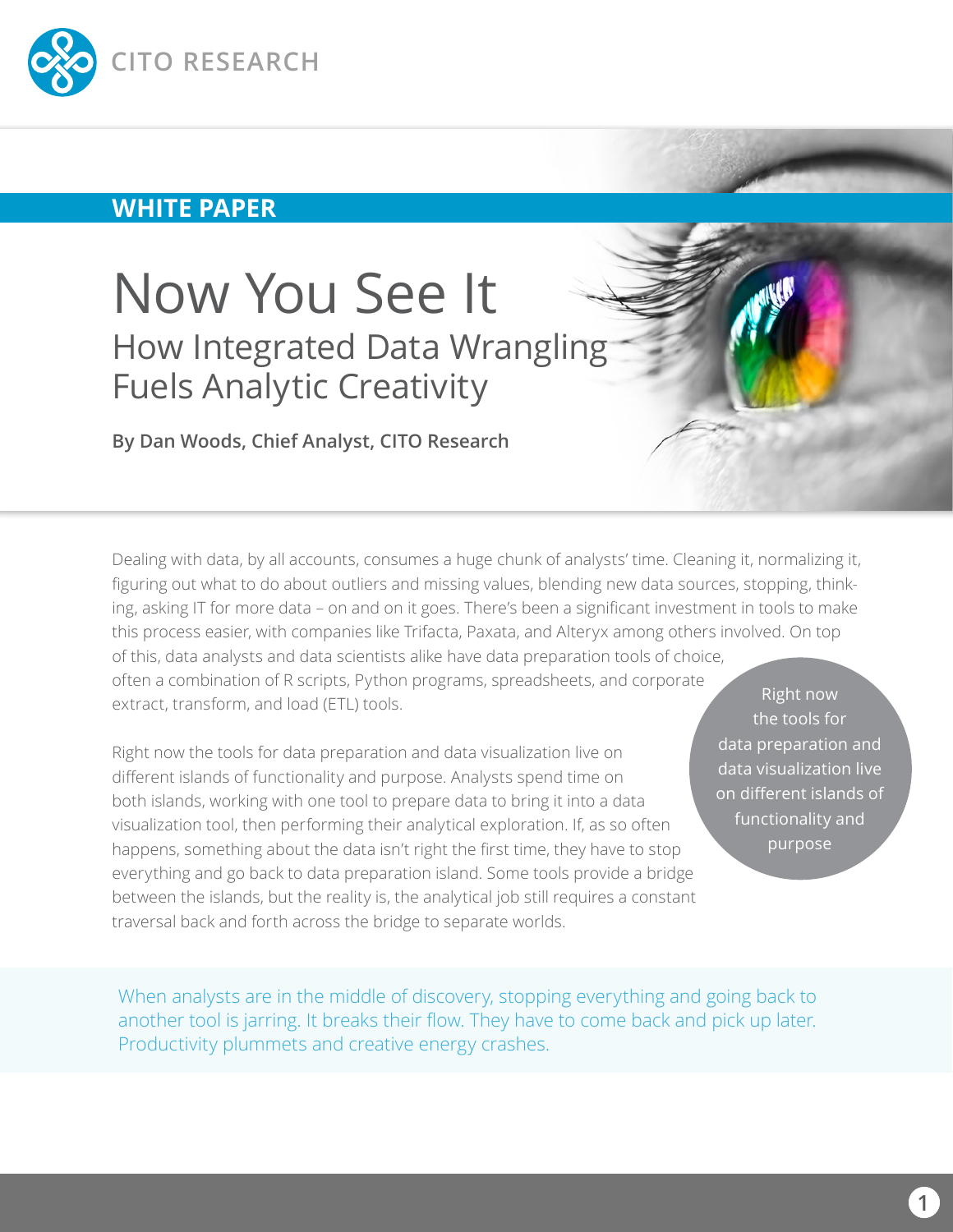CITO RESEARCH

WHITE PAPER

# Now You See It

## How Integrated Data Wrangling Fuels Analytic Creativity

**By Dan Woods, Chief Analyst, CITO Research**

Dealing with data, by all accounts, consumes a huge chunk of analysts' time. Cleaning it, normalizing it, figuring out what to do about outliers and missing values, blending new data sources, stopping, thinking, asking IT for more data – on and on it goes. There's been a significant investment in tools to make this process easier, with companies like Trifacta, Paxata, and Alteryx among others involved. On top of this, data analysts and data scientists alike have data preparation tools of choice, often a combination of R scripts, Python programs, spreadsheets, and corporate extract, transform, and load (ETL) tools.

Right now the tools for data preparation and data visualization live on different islands of functionality and purpose. Analysts spend time on both islands, working with one tool to prepare data to bring it into a data visualization tool, then performing their analytical exploration. If, as so often happens, something about the data isn't right the first time, they have to stop everything and go back to data preparation island. Some tools provide a bridge between the islands, but the reality is, the analytical job still requires a constant traversal back and forth across the bridge to separate worlds.

> Right now the tools for data preparation and data visualization live on different islands of functionality and purpose

> When analysts are in the middle of discovery, stopping everything and going back to another tool is jarring. It breaks their flow. They have to come back and pick up later. Productivity plummets and creative energy crashes.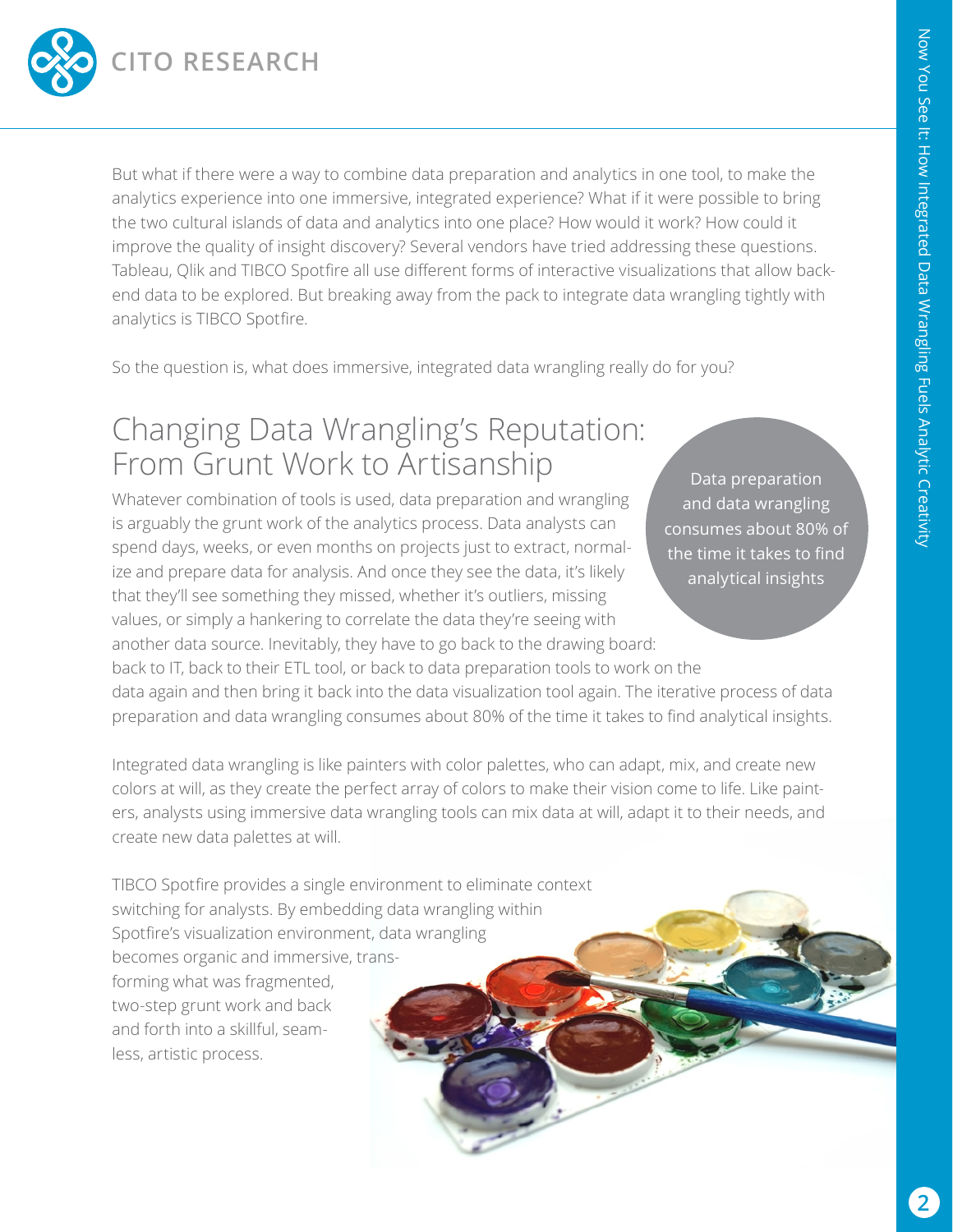But what if there were a way to combine data preparation and analytics in one tool, to make the analytics experience into one immersive, integrated experience? What if it were possible to bring the two cultural islands of data and analytics into one place? How would it work? How could it improve the quality of insight discovery? Several vendors have tried addressing these questions. Tableau, Qlik and TIBCO Spotfire all use different forms of interactive visualizations that allow back-end data to be explored. But breaking away from the pack to integrate data wrangling tightly with analytics is TIBCO Spotfire.

So the question is, what does immersive, integrated data wrangling really do for you?

## Changing Data Wrangling's Reputation: From Grunt Work to Artisanship

Data preparation and data wrangling consumes about 80% of the time it takes to find analytical insights

Whatever combination of tools is used, data preparation and wrangling is arguably the grunt work of the analytics process. Data analysts can spend days, weeks, or even months on projects just to extract, normalize and prepare data for analysis. And once they see the data, it's likely that they'll see something they missed, whether it's outliers, missing values, or simply a hankering to correlate the data they're seeing with another data source. Inevitably, they have to go back to the drawing board: back to IT, back to their ETL tool, or back to data preparation tools to work on the data again and then bring it back into the data visualization tool again. The iterative process of data preparation and data wrangling consumes about 80% of the time it takes to find analytical insights.

Integrated data wrangling is like painters with color palettes, who can adapt, mix, and create new colors at will, as they create the perfect array of colors to make their vision come to life. Like painters, analysts using immersive data wrangling tools can mix data at will, adapt it to their needs, and create new data palettes at will.

TIBCO Spotfire provides a single environment to eliminate context switching for analysts. By embedding data wrangling within Spotfire's visualization environment, data wrangling becomes organic and immersive, transforming what was fragmented, two-step grunt work and back and forth into a skillful, seamless, artistic process.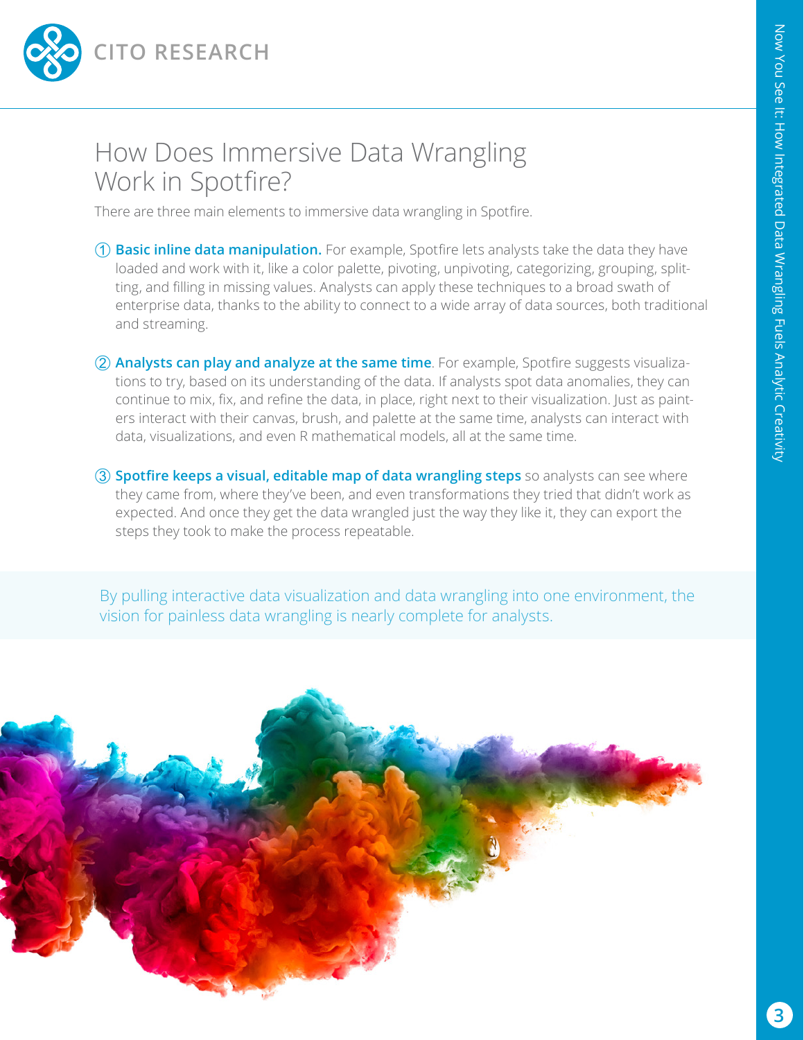# How Does Immersive Data Wrangling Work in Spotfire?

There are three main elements to immersive data wrangling in Spotfire.

1. **Basic inline data manipulation.** For example, Spotfire lets analysts take the data they have loaded and work with it, like a color palette, pivoting, unpivoting, categorizing, grouping, splitting, and filling in missing values. Analysts can apply these techniques to a broad swath of enterprise data, thanks to the ability to connect to a wide array of data sources, both traditional and streaming.

2. **Analysts can play and analyze at the same time**. For example, Spotfire suggests visualizations to try, based on its understanding of the data. If analysts spot data anomalies, they can continue to mix, fix, and refine the data, in place, right next to their visualization. Just as painters interact with their canvas, brush, and palette at the same time, analysts can interact with data, visualizations, and even R mathematical models, all at the same time.

3. **Spotfire keeps a visual, editable map of data wrangling steps** so analysts can see where they came from, where they've been, and even transformations they tried that didn't work as expected. And once they get the data wrangled just the way they like it, they can export the steps they took to make the process repeatable.

By pulling interactive data visualization and data wrangling into one environment, the vision for painless data wrangling is nearly complete for analysts.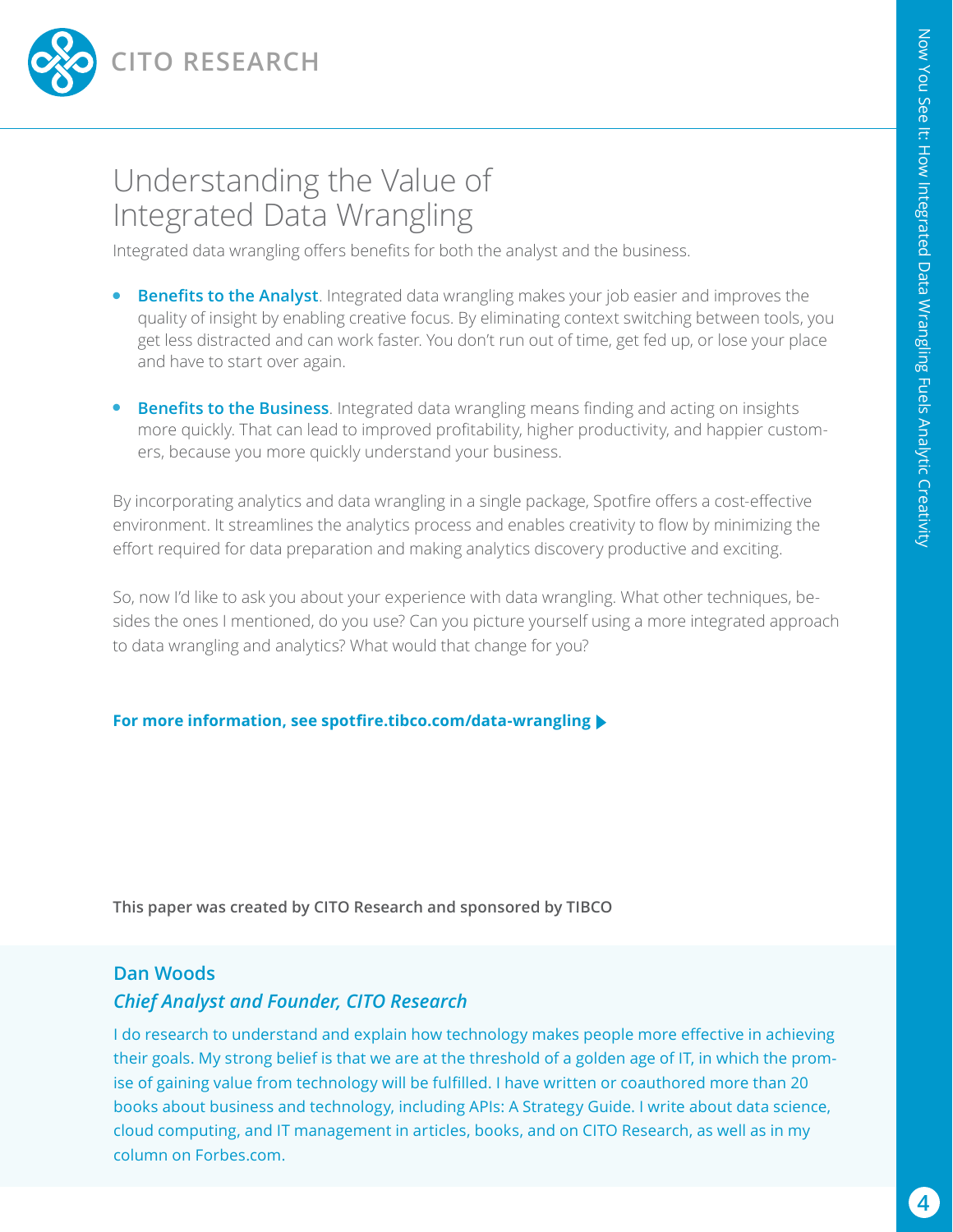# Understanding the Value of Integrated Data Wrangling

Integrated data wrangling offers benefits for both the analyst and the business.

- **Benefits to the Analyst**. Integrated data wrangling makes your job easier and improves the quality of insight by enabling creative focus. By eliminating context switching between tools, you get less distracted and can work faster. You don't run out of time, get fed up, or lose your place and have to start over again.
- **Benefits to the Business**. Integrated data wrangling means finding and acting on insights more quickly. That can lead to improved profitability, higher productivity, and happier customers, because you more quickly understand your business.

By incorporating analytics and data wrangling in a single package, Spotfire offers a cost-effective environment. It streamlines the analytics process and enables creativity to flow by minimizing the effort required for data preparation and making analytics discovery productive and exciting.

So, now I'd like to ask you about your experience with data wrangling. What other techniques, besides the ones I mentioned, do you use? Can you picture yourself using a more integrated approach to data wrangling and analytics? What would that change for you?

**For more information, see spotfire.tibco.com/data-wrangling**

**This paper was created by CITO Research and sponsored by TIBCO**

**Dan Woods**

***Chief Analyst and Founder, CITO Research***

I do research to understand and explain how technology makes people more effective in achieving their goals. My strong belief is that we are at the threshold of a golden age of IT, in which the promise of gaining value from technology will be fulfilled. I have written or coauthored more than 20 books about business and technology, including APIs: A Strategy Guide. I write about data science, cloud computing, and IT management in articles, books, and on CITO Research, as well as in my column on Forbes.com.